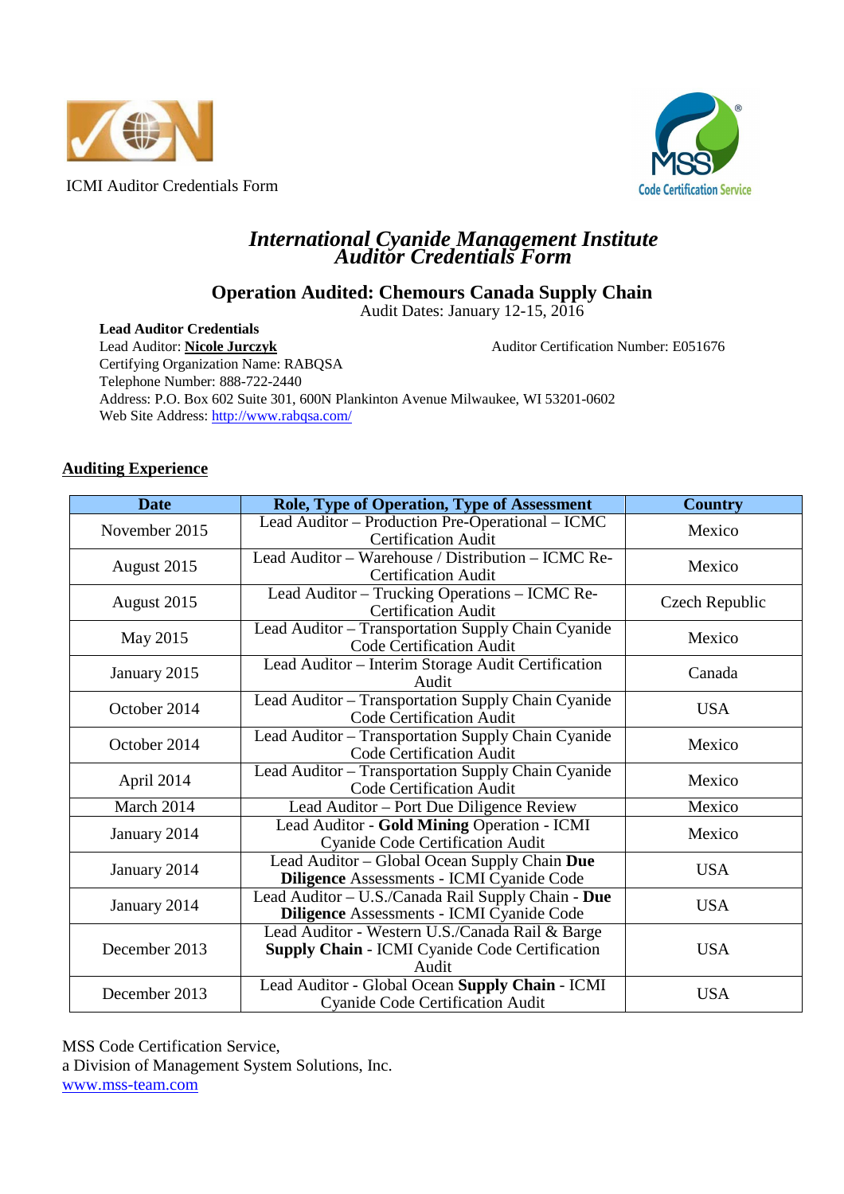ICMI Auditor Credentials Form

# *International Cyanide Management Institute Auditor Credentials Form*

## Operation Audited: Chemours Canada Supply Chain

Audit Dates: January 12-15, 2016

**Lead Auditor Credentials**
Lead Auditor: **Nicole Jurczyk** Auditor Certification Number: E051676
Certifying Organization Name: RABQSA
Telephone Number: 888-722-2440
Address: P.O. Box 602 Suite 301, 600N Plankinton Avenue Milwaukee, WI 53201-0602
Web Site Address: http://www.rabqsa.com/

**Auditing Experience**

| Date | Role, Type of Operation, Type of Assessment | Country |
|---|---|---|
| November 2015 | Lead Auditor – Production Pre-Operational – ICMC Certification Audit | Mexico |
| August 2015 | Lead Auditor – Warehouse / Distribution – ICMC Re-Certification Audit | Mexico |
| August 2015 | Lead Auditor – Trucking Operations – ICMC Re-Certification Audit | Czech Republic |
| May 2015 | Lead Auditor – Transportation Supply Chain Cyanide Code Certification Audit | Mexico |
| January 2015 | Lead Auditor – Interim Storage Audit Certification Audit | Canada |
| October 2014 | Lead Auditor – Transportation Supply Chain Cyanide Code Certification Audit | USA |
| October 2014 | Lead Auditor – Transportation Supply Chain Cyanide Code Certification Audit | Mexico |
| April 2014 | Lead Auditor – Transportation Supply Chain Cyanide Code Certification Audit | Mexico |
| March 2014 | Lead Auditor – Port Due Diligence Review | Mexico |
| January 2014 | Lead Auditor - **Gold Mining** Operation - ICMI Cyanide Code Certification Audit | Mexico |
| January 2014 | Lead Auditor – Global Ocean Supply Chain **Due Diligence** Assessments - ICMI Cyanide Code | USA |
| January 2014 | Lead Auditor – U.S./Canada Rail Supply Chain - **Due Diligence** Assessments - ICMI Cyanide Code | USA |
| December 2013 | Lead Auditor - Western U.S./Canada Rail & Barge **Supply Chain** - ICMI Cyanide Code Certification Audit | USA |
| December 2013 | Lead Auditor - Global Ocean **Supply Chain** - ICMI Cyanide Code Certification Audit | USA |

MSS Code Certification Service,
a Division of Management System Solutions, Inc.
www.mss-team.com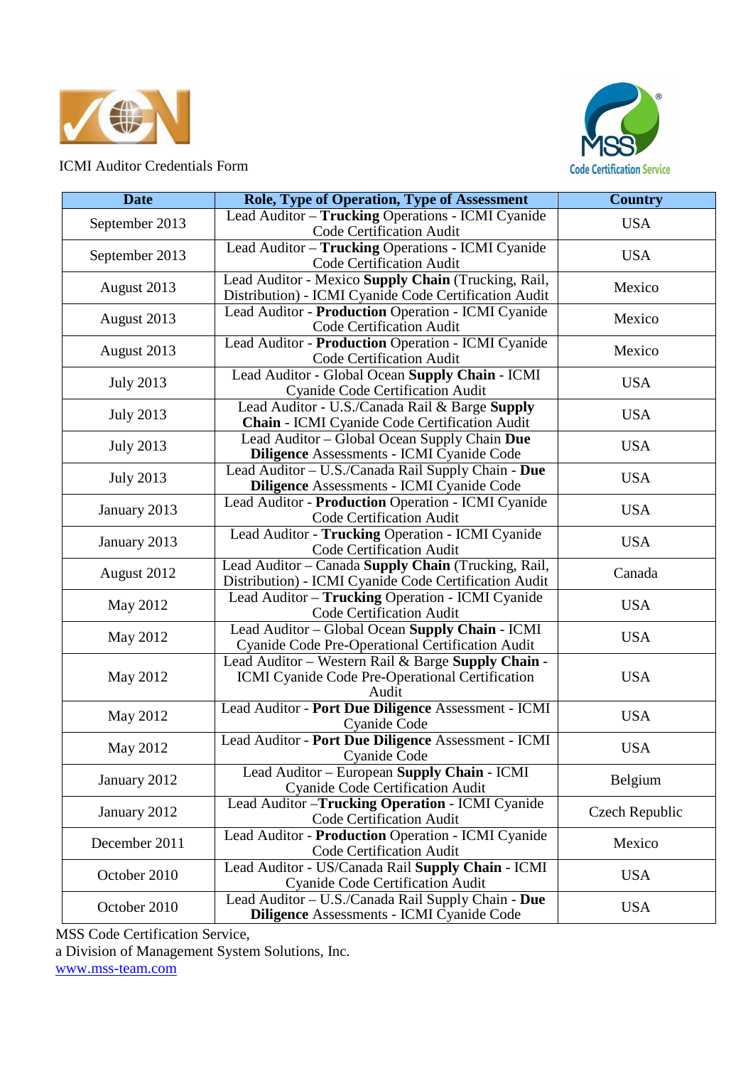ICMI Auditor Credentials Form

| Date | Role, Type of Operation, Type of Assessment | Country |
|---|---|---|
| September 2013 | Lead Auditor – **Trucking** Operations - ICMI Cyanide Code Certification Audit | USA |
| September 2013 | Lead Auditor – **Trucking** Operations - ICMI Cyanide Code Certification Audit | USA |
| August 2013 | Lead Auditor - Mexico **Supply Chain** (Trucking, Rail, Distribution) - ICMI Cyanide Code Certification Audit | Mexico |
| August 2013 | Lead Auditor - **Production** Operation - ICMI Cyanide Code Certification Audit | Mexico |
| August 2013 | Lead Auditor - **Production** Operation - ICMI Cyanide Code Certification Audit | Mexico |
| July 2013 | Lead Auditor - Global Ocean **Supply Chain** - ICMI Cyanide Code Certification Audit | USA |
| July 2013 | Lead Auditor - U.S./Canada Rail & Barge **Supply Chain** - ICMI Cyanide Code Certification Audit | USA |
| July 2013 | Lead Auditor – Global Ocean Supply Chain **Due Diligence** Assessments - ICMI Cyanide Code | USA |
| July 2013 | Lead Auditor – U.S./Canada Rail Supply Chain - **Due Diligence** Assessments - ICMI Cyanide Code | USA |
| January 2013 | Lead Auditor - **Production** Operation - ICMI Cyanide Code Certification Audit | USA |
| January 2013 | Lead Auditor - **Trucking** Operation - ICMI Cyanide Code Certification Audit | USA |
| August 2012 | Lead Auditor – Canada **Supply Chain** (Trucking, Rail, Distribution) - ICMI Cyanide Code Certification Audit | Canada |
| May 2012 | Lead Auditor – **Trucking** Operation - ICMI Cyanide Code Certification Audit | USA |
| May 2012 | Lead Auditor – Global Ocean **Supply Chain** - ICMI Cyanide Code Pre-Operational Certification Audit | USA |
| May 2012 | Lead Auditor – Western Rail & Barge **Supply Chain** - ICMI Cyanide Code Pre-Operational Certification Audit | USA |
| May 2012 | Lead Auditor - **Port Due Diligence** Assessment - ICMI Cyanide Code | USA |
| May 2012 | Lead Auditor - **Port Due Diligence** Assessment - ICMI Cyanide Code | USA |
| January 2012 | Lead Auditor – European **Supply Chain** - ICMI Cyanide Code Certification Audit | Belgium |
| January 2012 | Lead Auditor –**Trucking Operation** - ICMI Cyanide Code Certification Audit | Czech Republic |
| December 2011 | Lead Auditor - **Production** Operation - ICMI Cyanide Code Certification Audit | Mexico |
| October 2010 | Lead Auditor - US/Canada Rail **Supply Chain** - ICMI Cyanide Code Certification Audit | USA |
| October 2010 | Lead Auditor – U.S./Canada Rail Supply Chain - **Due Diligence** Assessments - ICMI Cyanide Code | USA |

MSS Code Certification Service,
a Division of Management System Solutions, Inc.
www.mss-team.com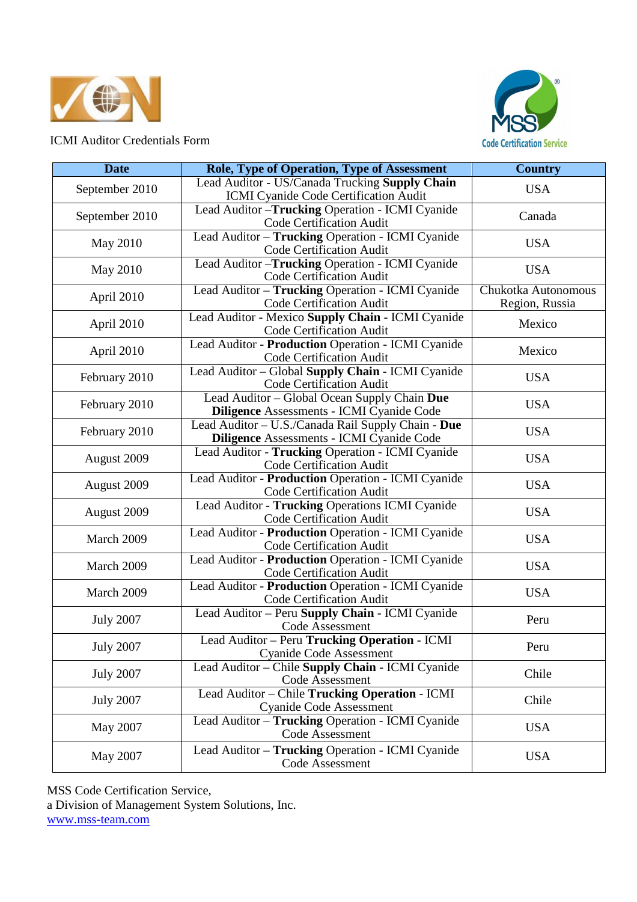ICMI Auditor Credentials Form

| Date | Role, Type of Operation, Type of Assessment | Country |
|---|---|---|
| September 2010 | Lead Auditor - US/Canada Trucking **Supply Chain** ICMI Cyanide Code Certification Audit | USA |
| September 2010 | Lead Auditor –**Trucking** Operation - ICMI Cyanide Code Certification Audit | Canada |
| May 2010 | Lead Auditor – **Trucking** Operation - ICMI Cyanide Code Certification Audit | USA |
| May 2010 | Lead Auditor –**Trucking** Operation - ICMI Cyanide Code Certification Audit | USA |
| April 2010 | Lead Auditor – **Trucking** Operation - ICMI Cyanide Code Certification Audit | Chukotka Autonomous Region, Russia |
| April 2010 | Lead Auditor - Mexico **Supply Chain** - ICMI Cyanide Code Certification Audit | Mexico |
| April 2010 | Lead Auditor - **Production** Operation - ICMI Cyanide Code Certification Audit | Mexico |
| February 2010 | Lead Auditor – Global **Supply Chain** - ICMI Cyanide Code Certification Audit | USA |
| February 2010 | Lead Auditor – Global Ocean Supply Chain **Due Diligence** Assessments - ICMI Cyanide Code | USA |
| February 2010 | Lead Auditor – U.S./Canada Rail Supply Chain - **Due Diligence** Assessments - ICMI Cyanide Code | USA |
| August 2009 | Lead Auditor - **Trucking** Operation - ICMI Cyanide Code Certification Audit | USA |
| August 2009 | Lead Auditor - **Production** Operation - ICMI Cyanide Code Certification Audit | USA |
| August 2009 | Lead Auditor - **Trucking** Operations ICMI Cyanide Code Certification Audit | USA |
| March 2009 | Lead Auditor - **Production** Operation - ICMI Cyanide Code Certification Audit | USA |
| March 2009 | Lead Auditor - **Production** Operation - ICMI Cyanide Code Certification Audit | USA |
| March 2009 | Lead Auditor - **Production** Operation - ICMI Cyanide Code Certification Audit | USA |
| July 2007 | Lead Auditor – Peru **Supply Chain** - ICMI Cyanide Code Assessment | Peru |
| July 2007 | Lead Auditor – Peru **Trucking Operation** - ICMI Cyanide Code Assessment | Peru |
| July 2007 | Lead Auditor – Chile **Supply Chain** - ICMI Cyanide Code Assessment | Chile |
| July 2007 | Lead Auditor – Chile **Trucking Operation** - ICMI Cyanide Code Assessment | Chile |
| May 2007 | Lead Auditor – **Trucking** Operation - ICMI Cyanide Code Assessment | USA |
| May 2007 | Lead Auditor – **Trucking** Operation - ICMI Cyanide Code Assessment | USA |

MSS Code Certification Service,
a Division of Management System Solutions, Inc.
www.mss-team.com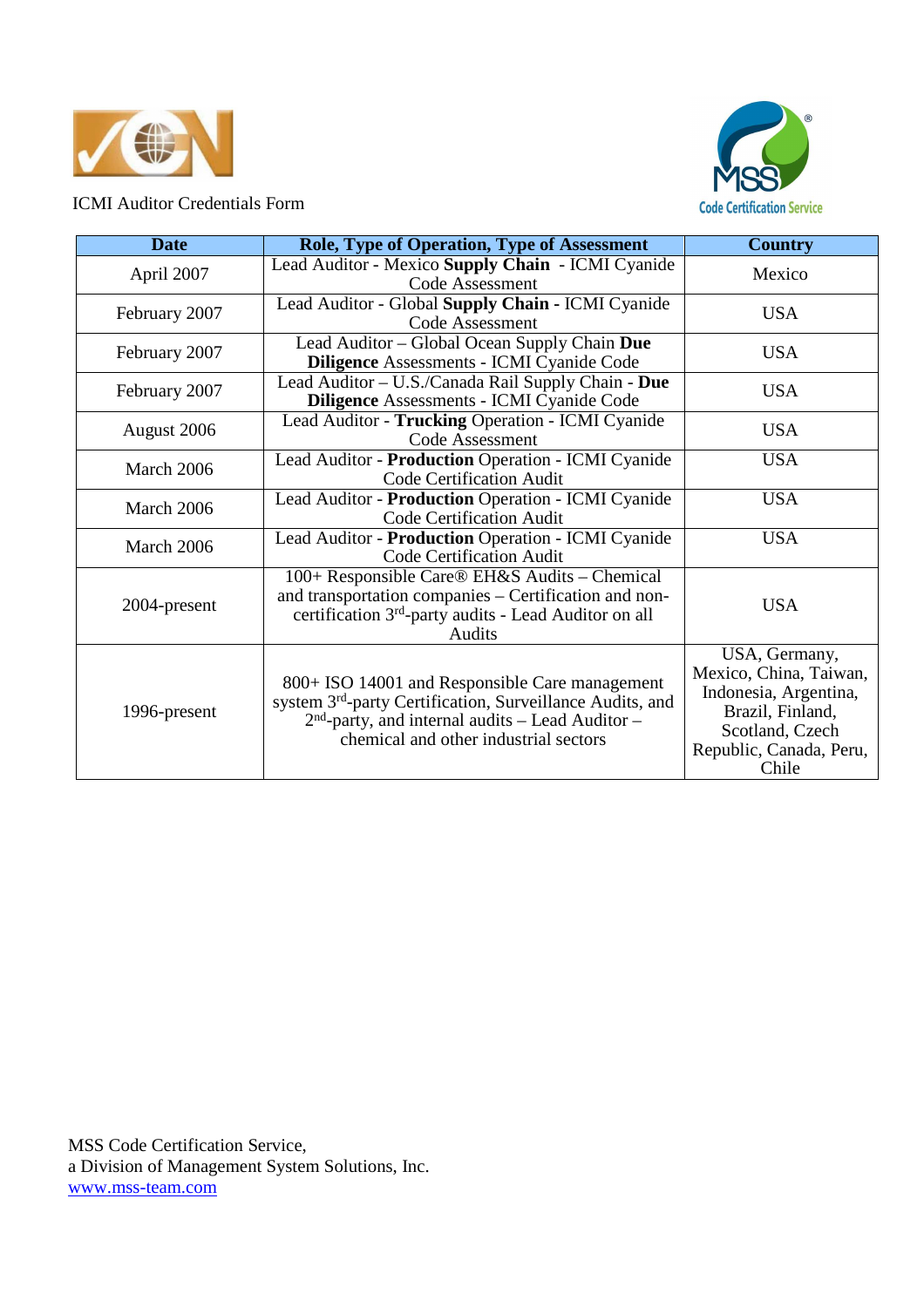ICMI Auditor Credentials Form

| Date | Role, Type of Operation, Type of Assessment | Country |
| --- | --- | --- |
| April 2007 | Lead Auditor - Mexico **Supply Chain** - ICMI Cyanide Code Assessment | Mexico |
| February 2007 | Lead Auditor - Global **Supply Chain** - ICMI Cyanide Code Assessment | USA |
| February 2007 | Lead Auditor – Global Ocean Supply Chain **Due Diligence** Assessments - ICMI Cyanide Code | USA |
| February 2007 | Lead Auditor – U.S./Canada Rail Supply Chain - **Due Diligence** Assessments - ICMI Cyanide Code | USA |
| August 2006 | Lead Auditor - **Trucking** Operation - ICMI Cyanide Code Assessment | USA |
| March 2006 | Lead Auditor - **Production** Operation - ICMI Cyanide Code Certification Audit | USA |
| March 2006 | Lead Auditor - **Production** Operation - ICMI Cyanide Code Certification Audit | USA |
| March 2006 | Lead Auditor - **Production** Operation - ICMI Cyanide Code Certification Audit | USA |
| 2004-present | 100+ Responsible Care® EH&S Audits – Chemical and transportation companies – Certification and non-certification 3rd-party audits - Lead Auditor on all Audits | USA |
| 1996-present | 800+ ISO 14001 and Responsible Care management system 3rd-party Certification, Surveillance Audits, and 2nd-party, and internal audits – Lead Auditor – chemical and other industrial sectors | USA, Germany, Mexico, China, Taiwan, Indonesia, Argentina, Brazil, Finland, Scotland, Czech Republic, Canada, Peru, Chile |

MSS Code Certification Service,
a Division of Management System Solutions, Inc.
www.mss-team.com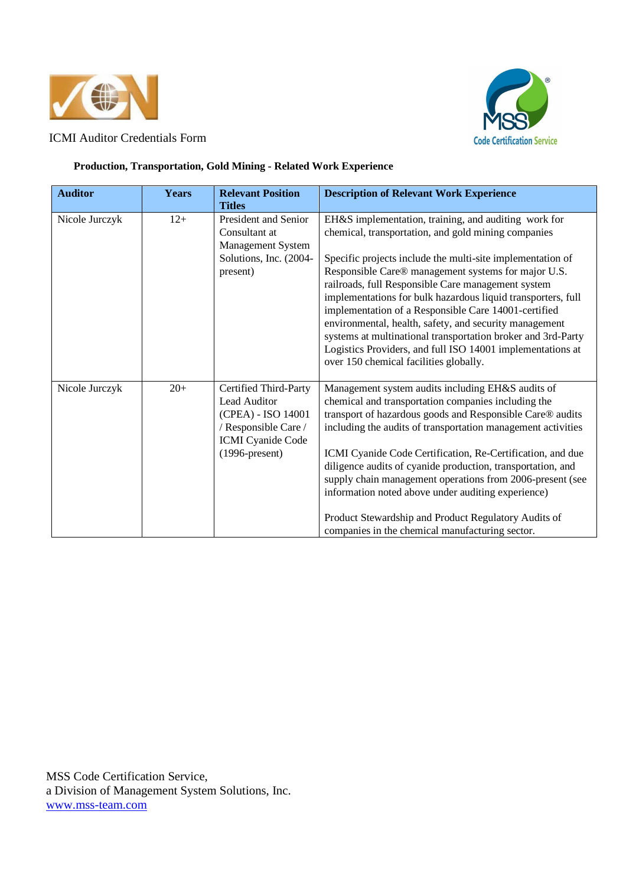ICMI Auditor Credentials Form

**Production, Transportation, Gold Mining - Related Work Experience**

| Auditor | Years | Relevant Position Titles | Description of Relevant Work Experience |
|---|---|---|---|
| Nicole Jurczyk | 12+ | President and Senior Consultant at Management System Solutions, Inc. (2004-present) | EH&S implementation, training, and auditing work for chemical, transportation, and gold mining companies<br><br>Specific projects include the multi-site implementation of Responsible Care® management systems for major U.S. railroads, full Responsible Care management system implementations for bulk hazardous liquid transporters, full implementation of a Responsible Care 14001-certified environmental, health, safety, and security management systems at multinational transportation broker and 3rd-Party Logistics Providers, and full ISO 14001 implementations at over 150 chemical facilities globally. |
| Nicole Jurczyk | 20+ | Certified Third-Party Lead Auditor (CPEA) - ISO 14001 / Responsible Care / ICMI Cyanide Code (1996-present) | Management system audits including EH&S audits of chemical and transportation companies including the transport of hazardous goods and Responsible Care® audits including the audits of transportation management activities<br><br>ICMI Cyanide Code Certification, Re-Certification, and due diligence audits of cyanide production, transportation, and supply chain management operations from 2006-present (see information noted above under auditing experience)<br><br>Product Stewardship and Product Regulatory Audits of companies in the chemical manufacturing sector. |

MSS Code Certification Service,
a Division of Management System Solutions, Inc.
www.mss-team.com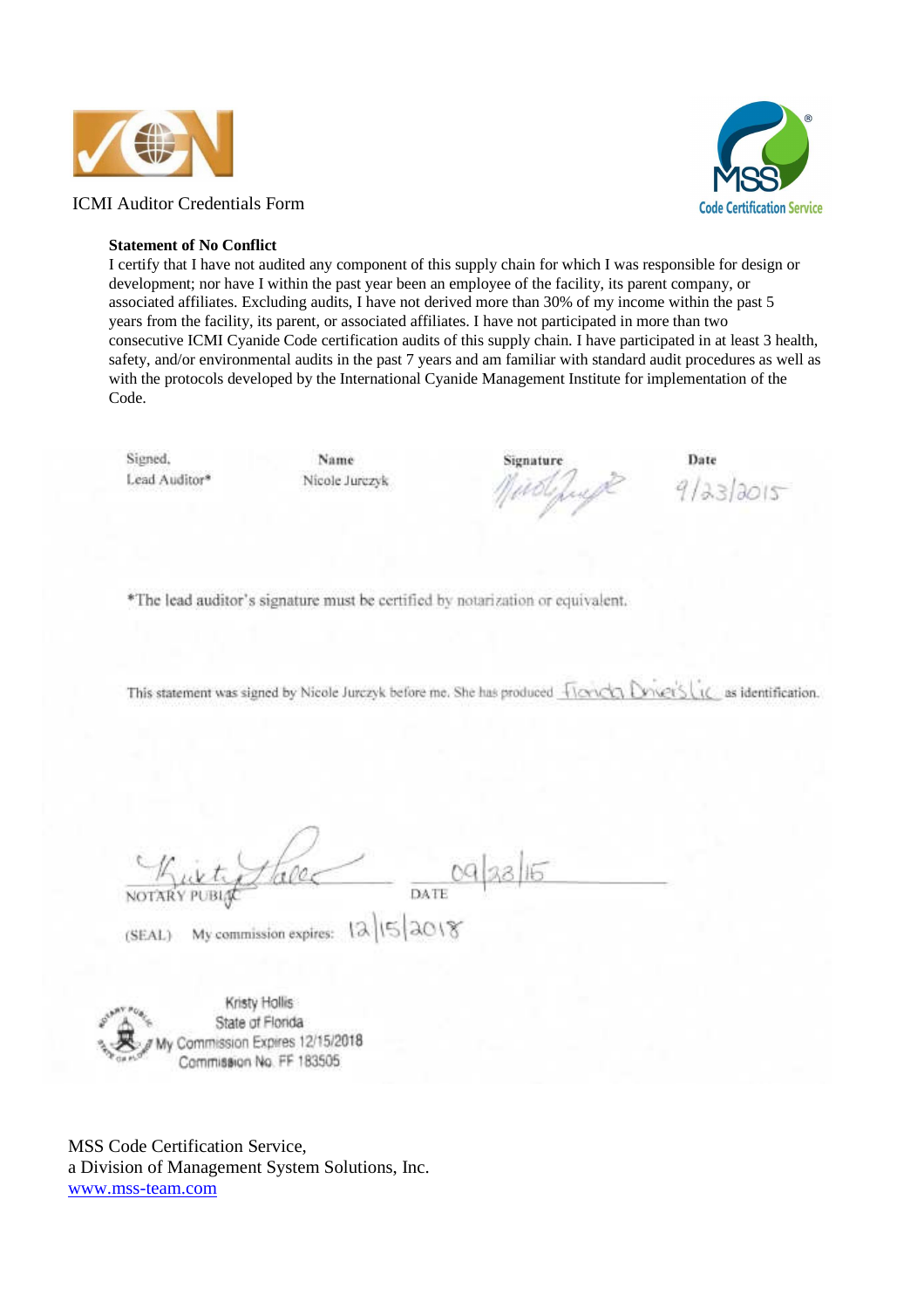ICMI Auditor Credentials Form

**Statement of No Conflict**

I certify that I have not audited any component of this supply chain for which I was responsible for design or development; nor have I within the past year been an employee of the facility, its parent company, or associated affiliates. Excluding audits, I have not derived more than 30% of my income within the past 5 years from the facility, its parent, or associated affiliates. I have not participated in more than two consecutive ICMI Cyanide Code certification audits of this supply chain. I have participated in at least 3 health, safety, and/or environmental audits in the past 7 years and am familiar with standard audit procedures as well as with the protocols developed by the International Cyanide Management Institute for implementation of the Code.

| Signed, | Name | Signature | Date |
|---|---|---|---|
| Lead Auditor* | Nicole Jurczyk | Nicole Jurczyk | 9/23/2015 |

*The lead auditor's signature must be certified by notarization or equivalent.

This statement was signed by Nicole Jurczyk before me. She has produced Florida Driver's Lic as identification.

NOTARY PUBLIC Kristy Hollis DATE 09/23/15

(SEAL) My commission expires: 12/15/2018

Kristy Hollis
State of Florida
My Commission Expires 12/15/2018
Commission No. FF 183505

MSS Code Certification Service,
a Division of Management System Solutions, Inc.
www.mss-team.com